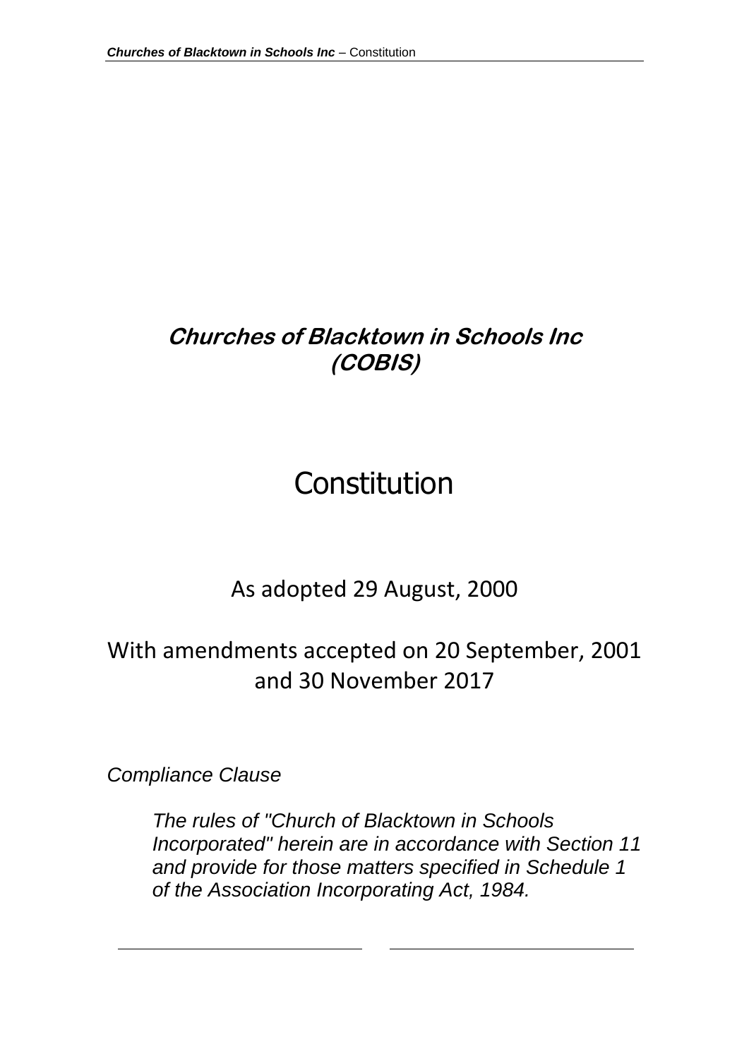# *Churches of Blacktown in Schools Inc (COBIS)*

# Constitution

As adopted 29 August, 2000

With amendments accepted on 20 September, 2001 and 30 November 2017

*Compliance Clause*

> *The rules of "Church of Blacktown in Schools Incorporated" herein are in accordance with Section 11 and provide for those matters specified in Schedule 1 of the Association Incorporating Act, 1984.*

\_\_\_\_\_\_\_\_\_\_\_\_\_\_\_\_\_\_\_\_\_\_\_\_\_\_\_\_ \_\_\_\_\_\_\_\_\_\_\_\_\_\_\_\_\_\_\_\_\_\_\_\_\_\_\_\_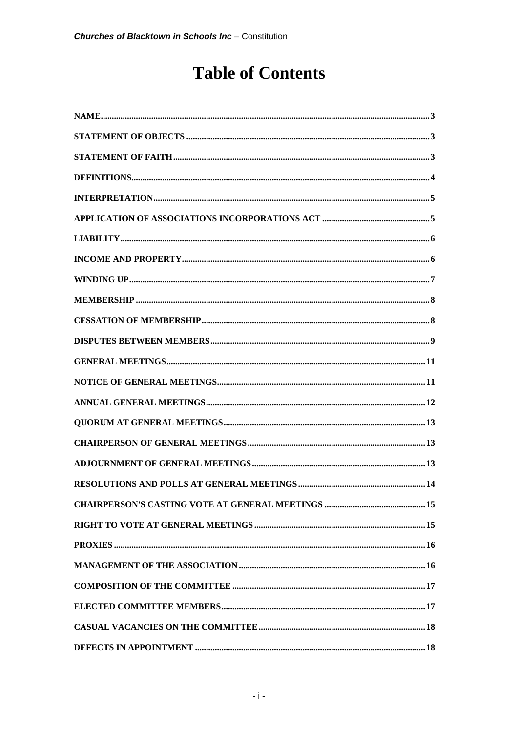# Table of Contents

| | |
|---|---|
| NAME | 3 |
| STATEMENT OF OBJECTS | 3 |
| STATEMENT OF FAITH | 3 |
| DEFINITIONS | 4 |
| INTERPRETATION | 5 |
| APPLICATION OF ASSOCIATIONS INCORPORATIONS ACT | 5 |
| LIABILITY | 6 |
| INCOME AND PROPERTY | 6 |
| WINDING UP | 7 |
| MEMBERSHIP | 8 |
| CESSATION OF MEMBERSHIP | 8 |
| DISPUTES BETWEEN MEMBERS | 9 |
| GENERAL MEETINGS | 11 |
| NOTICE OF GENERAL MEETINGS | 11 |
| ANNUAL GENERAL MEETINGS | 12 |
| QUORUM AT GENERAL MEETINGS | 13 |
| CHAIRPERSON OF GENERAL MEETINGS | 13 |
| ADJOURNMENT OF GENERAL MEETINGS | 13 |
| RESOLUTIONS AND POLLS AT GENERAL MEETINGS | 14 |
| CHAIRPERSON'S CASTING VOTE AT GENERAL MEETINGS | 15 |
| RIGHT TO VOTE AT GENERAL MEETINGS | 15 |
| PROXIES | 16 |
| MANAGEMENT OF THE ASSOCIATION | 16 |
| COMPOSITION OF THE COMMITTEE | 17 |
| ELECTED COMMITTEE MEMBERS | 17 |
| CASUAL VACANCIES ON THE COMMITTEE | 18 |
| DEFECTS IN APPOINTMENT | 18 |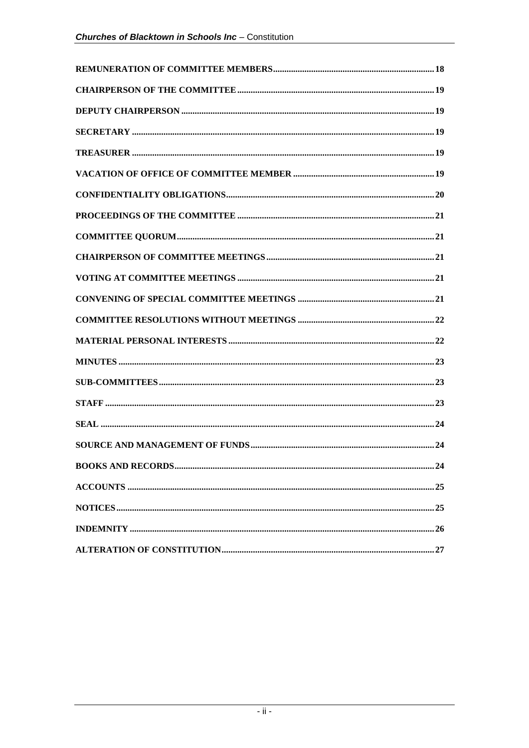| | |
|---|---|
| **REMUNERATION OF COMMITTEE MEMBERS** | **18** |
| **CHAIRPERSON OF THE COMMITTEE** | **19** |
| **DEPUTY CHAIRPERSON** | **19** |
| **SECRETARY** | **19** |
| **TREASURER** | **19** |
| **VACATION OF OFFICE OF COMMITTEE MEMBER** | **19** |
| **CONFIDENTIALITY OBLIGATIONS** | **20** |
| **PROCEEDINGS OF THE COMMITTEE** | **21** |
| **COMMITTEE QUORUM** | **21** |
| **CHAIRPERSON OF COMMITTEE MEETINGS** | **21** |
| **VOTING AT COMMITTEE MEETINGS** | **21** |
| **CONVENING OF SPECIAL COMMITTEE MEETINGS** | **21** |
| **COMMITTEE RESOLUTIONS WITHOUT MEETINGS** | **22** |
| **MATERIAL PERSONAL INTERESTS** | **22** |
| **MINUTES** | **23** |
| **SUB-COMMITTEES** | **23** |
| **STAFF** | **23** |
| **SEAL** | **24** |
| **SOURCE AND MANAGEMENT OF FUNDS** | **24** |
| **BOOKS AND RECORDS** | **24** |
| **ACCOUNTS** | **25** |
| **NOTICES** | **25** |
| **INDEMNITY** | **26** |
| **ALTERATION OF CONSTITUTION** | **27** |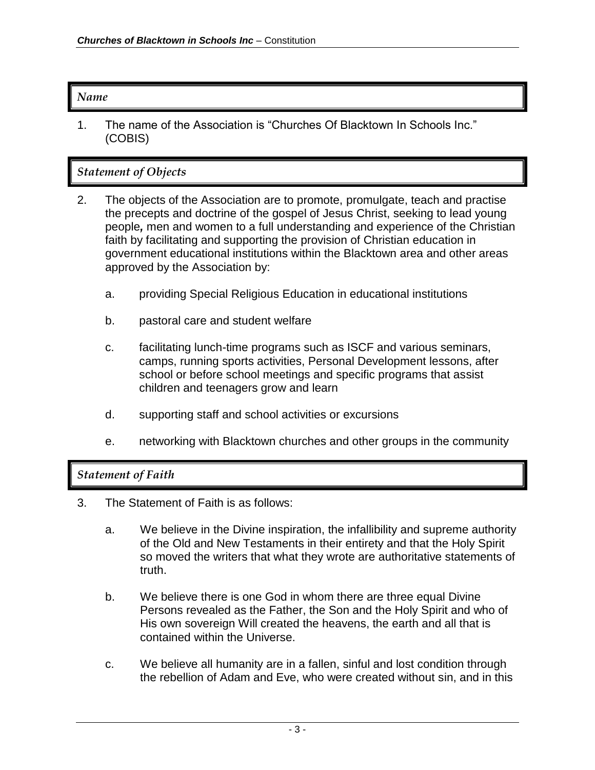## *Name*

1. The name of the Association is "Churches Of Blacktown In Schools Inc." (COBIS)

## *Statement of Objects*

2. The objects of the Association are to promote, promulgate, teach and practise the precepts and doctrine of the gospel of Jesus Christ, seeking to lead young people*,* men and women to a full understanding and experience of the Christian faith by facilitating and supporting the provision of Christian education in government educational institutions within the Blacktown area and other areas approved by the Association by:

   a. providing Special Religious Education in educational institutions

   b. pastoral care and student welfare

   c. facilitating lunch-time programs such as ISCF and various seminars, camps, running sports activities, Personal Development lessons, after school or before school meetings and specific programs that assist children and teenagers grow and learn

   d. supporting staff and school activities or excursions

   e. networking with Blacktown churches and other groups in the community

## *Statement of Faith*

3. The Statement of Faith is as follows:

   a. We believe in the Divine inspiration, the infallibility and supreme authority of the Old and New Testaments in their entirety and that the Holy Spirit so moved the writers that what they wrote are authoritative statements of truth.

   b. We believe there is one God in whom there are three equal Divine Persons revealed as the Father, the Son and the Holy Spirit and who of His own sovereign Will created the heavens, the earth and all that is contained within the Universe.

   c. We believe all humanity are in a fallen, sinful and lost condition through the rebellion of Adam and Eve, who were created without sin, and in this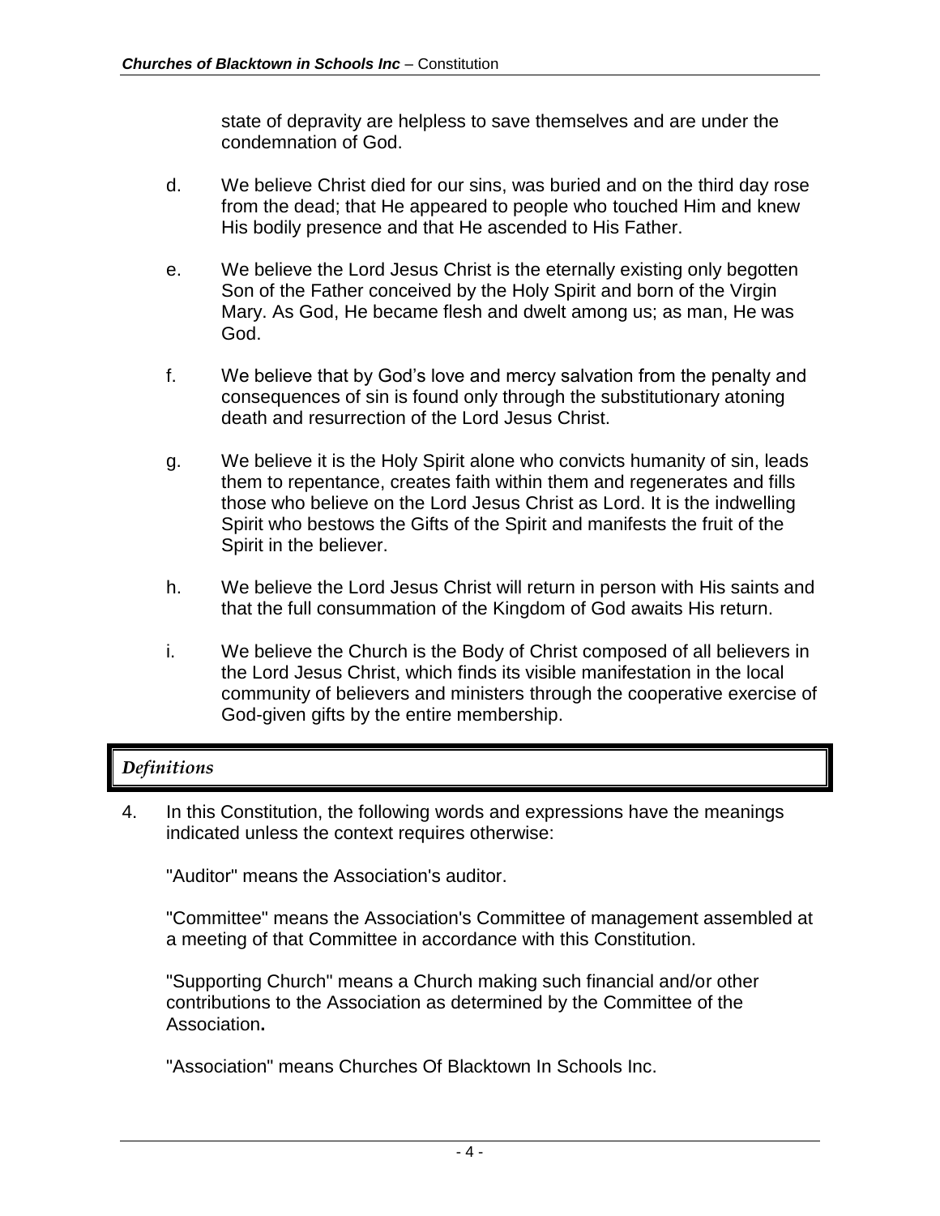state of depravity are helpless to save themselves and are under the condemnation of God.

d. We believe Christ died for our sins, was buried and on the third day rose from the dead; that He appeared to people who touched Him and knew His bodily presence and that He ascended to His Father.

e. We believe the Lord Jesus Christ is the eternally existing only begotten Son of the Father conceived by the Holy Spirit and born of the Virgin Mary. As God, He became flesh and dwelt among us; as man, He was God.

f. We believe that by God's love and mercy salvation from the penalty and consequences of sin is found only through the substitutionary atoning death and resurrection of the Lord Jesus Christ.

g. We believe it is the Holy Spirit alone who convicts humanity of sin, leads them to repentance, creates faith within them and regenerates and fills those who believe on the Lord Jesus Christ as Lord. It is the indwelling Spirit who bestows the Gifts of the Spirit and manifests the fruit of the Spirit in the believer.

h. We believe the Lord Jesus Christ will return in person with His saints and that the full consummation of the Kingdom of God awaits His return.

i. We believe the Church is the Body of Christ composed of all believers in the Lord Jesus Christ, which finds its visible manifestation in the local community of believers and ministers through the cooperative exercise of God-given gifts by the entire membership.

## *Definitions*

4. In this Constitution, the following words and expressions have the meanings indicated unless the context requires otherwise:

"Auditor" means the Association's auditor.

"Committee" means the Association's Committee of management assembled at a meeting of that Committee in accordance with this Constitution.

"Supporting Church" means a Church making such financial and/or other contributions to the Association as determined by the Committee of the Association**.**

"Association" means Churches Of Blacktown In Schools Inc.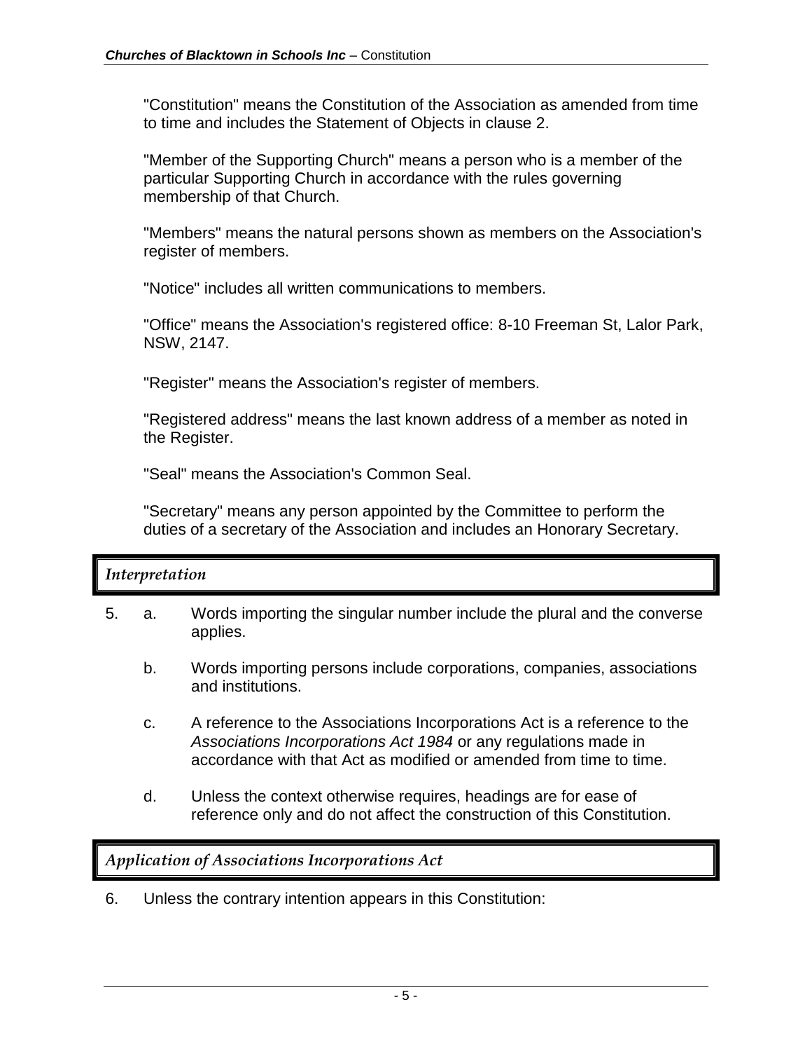"Constitution" means the Constitution of the Association as amended from time to time and includes the Statement of Objects in clause 2.

"Member of the Supporting Church" means a person who is a member of the particular Supporting Church in accordance with the rules governing membership of that Church.

"Members" means the natural persons shown as members on the Association's register of members.

"Notice" includes all written communications to members.

"Office" means the Association's registered office: 8-10 Freeman St, Lalor Park, NSW, 2147.

"Register" means the Association's register of members.

"Registered address" means the last known address of a member as noted in the Register.

"Seal" means the Association's Common Seal.

"Secretary" means any person appointed by the Committee to perform the duties of a secretary of the Association and includes an Honorary Secretary.

### *Interpretation*

5. a. Words importing the singular number include the plural and the converse applies.

   b. Words importing persons include corporations, companies, associations and institutions.

   c. A reference to the Associations Incorporations Act is a reference to the *Associations Incorporations Act 1984* or any regulations made in accordance with that Act as modified or amended from time to time.

   d. Unless the context otherwise requires, headings are for ease of reference only and do not affect the construction of this Constitution.

### *Application of Associations Incorporations Act*

6. Unless the contrary intention appears in this Constitution: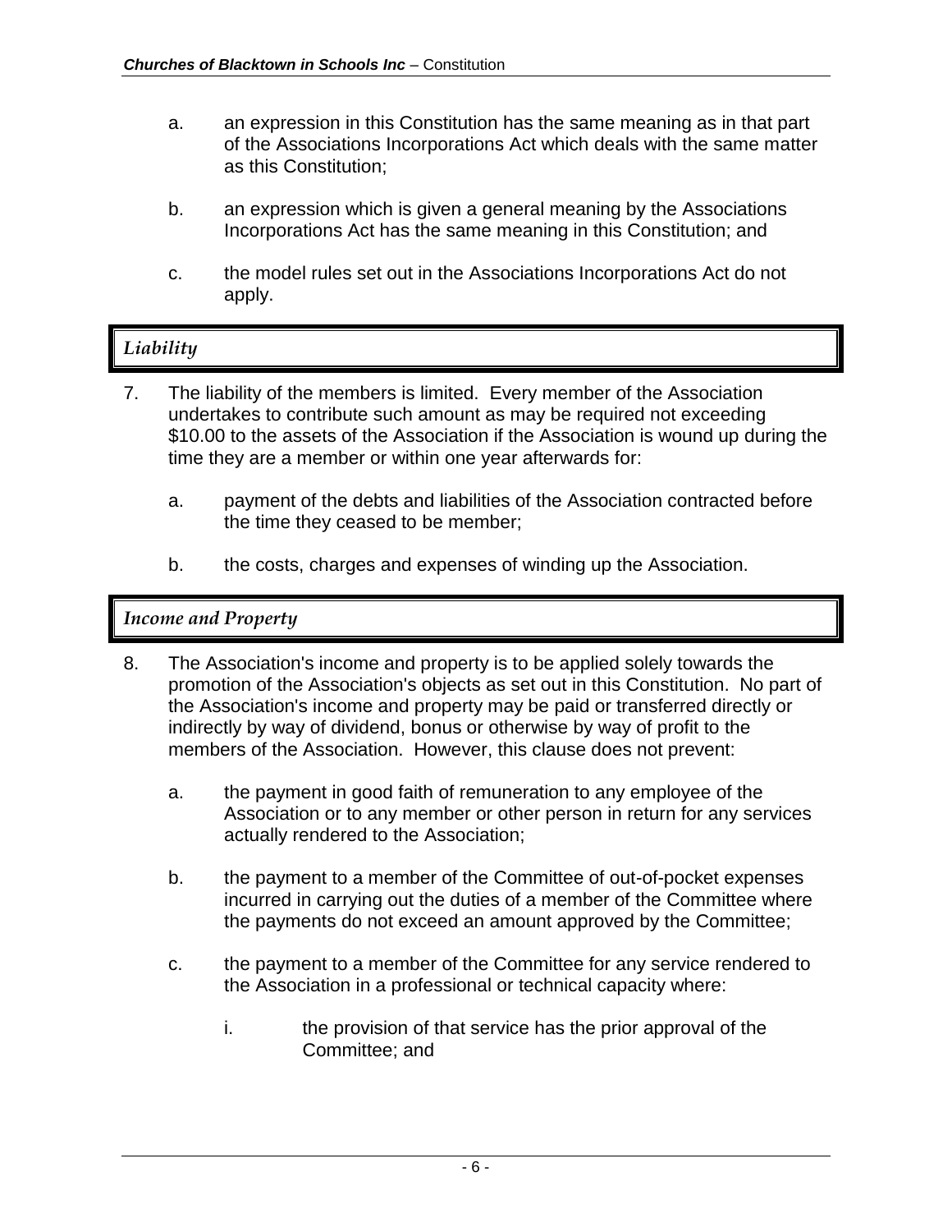a. an expression in this Constitution has the same meaning as in that part of the Associations Incorporations Act which deals with the same matter as this Constitution;

b. an expression which is given a general meaning by the Associations Incorporations Act has the same meaning in this Constitution; and

c. the model rules set out in the Associations Incorporations Act do not apply.

## *Liability*

7. The liability of the members is limited. Every member of the Association undertakes to contribute such amount as may be required not exceeding $10.00 to the assets of the Association if the Association is wound up during the time they are a member or within one year afterwards for:

   a. payment of the debts and liabilities of the Association contracted before the time they ceased to be member;

   b. the costs, charges and expenses of winding up the Association.

## *Income and Property*

8. The Association's income and property is to be applied solely towards the promotion of the Association's objects as set out in this Constitution. No part of the Association's income and property may be paid or transferred directly or indirectly by way of dividend, bonus or otherwise by way of profit to the members of the Association. However, this clause does not prevent:

   a. the payment in good faith of remuneration to any employee of the Association or to any member or other person in return for any services actually rendered to the Association;

   b. the payment to a member of the Committee of out-of-pocket expenses incurred in carrying out the duties of a member of the Committee where the payments do not exceed an amount approved by the Committee;

   c. the payment to a member of the Committee for any service rendered to the Association in a professional or technical capacity where:

      i. the provision of that service has the prior approval of the Committee; and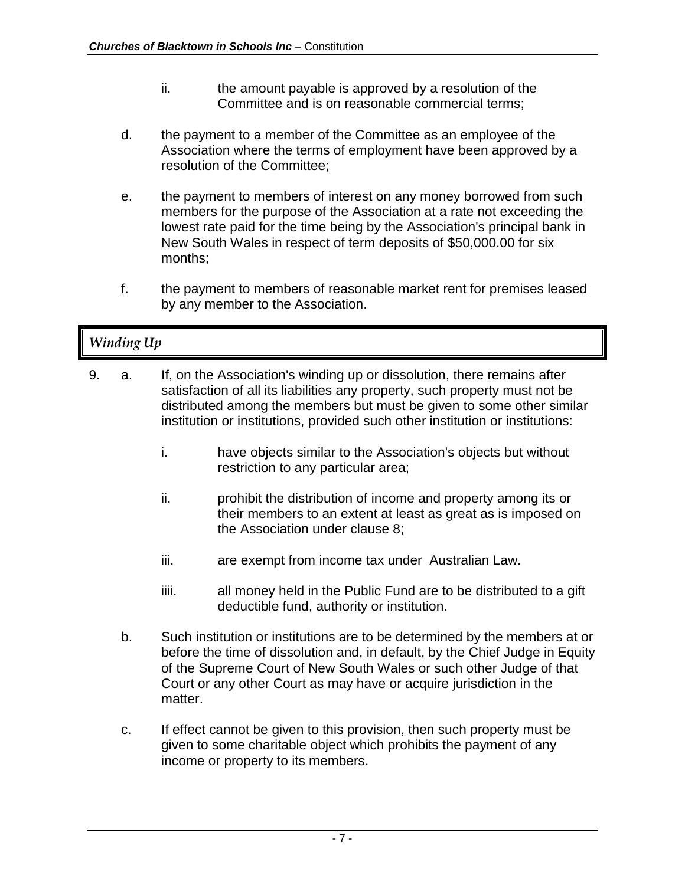ii. the amount payable is approved by a resolution of the Committee and is on reasonable commercial terms;

d. the payment to a member of the Committee as an employee of the Association where the terms of employment have been approved by a resolution of the Committee;

e. the payment to members of interest on any money borrowed from such members for the purpose of the Association at a rate not exceeding the lowest rate paid for the time being by the Association's principal bank in New South Wales in respect of term deposits of $50,000.00 for six months;

f. the payment to members of reasonable market rent for premises leased by any member to the Association.

## *Winding Up*

9. a. If, on the Association's winding up or dissolution, there remains after satisfaction of all its liabilities any property, such property must not be distributed among the members but must be given to some other similar institution or institutions, provided such other institution or institutions:

   i. have objects similar to the Association's objects but without restriction to any particular area;

   ii. prohibit the distribution of income and property among its or their members to an extent at least as great as is imposed on the Association under clause 8;

   iii. are exempt from income tax under Australian Law.

   iiii. all money held in the Public Fund are to be distributed to a gift deductible fund, authority or institution.

   b. Such institution or institutions are to be determined by the members at or before the time of dissolution and, in default, by the Chief Judge in Equity of the Supreme Court of New South Wales or such other Judge of that Court or any other Court as may have or acquire jurisdiction in the matter.

   c. If effect cannot be given to this provision, then such property must be given to some charitable object which prohibits the payment of any income or property to its members.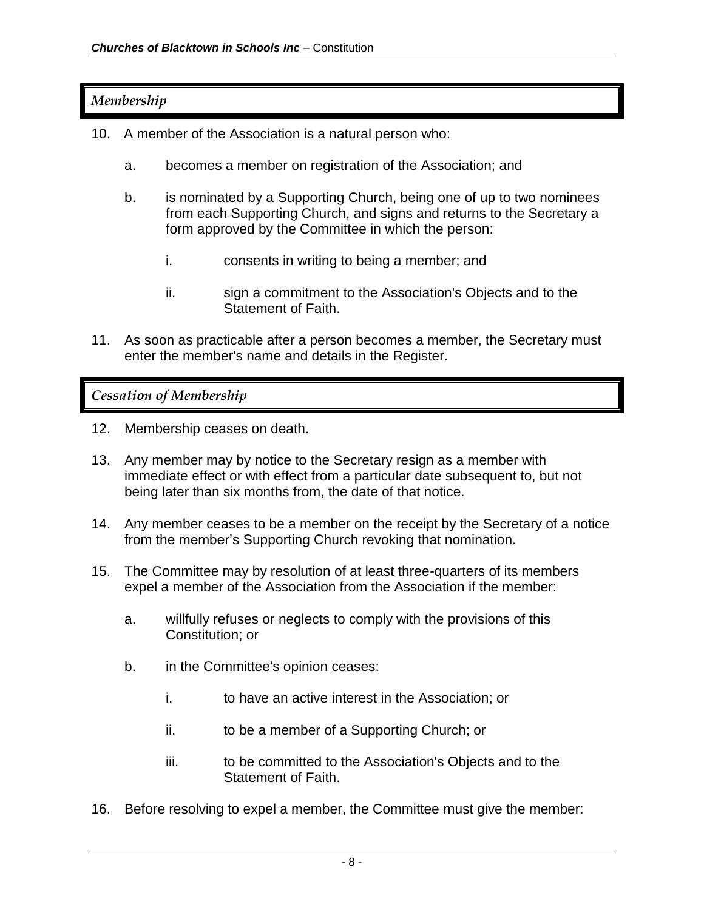## *Membership*

10. A member of the Association is a natural person who:

    a. becomes a member on registration of the Association; and

    b. is nominated by a Supporting Church, being one of up to two nominees from each Supporting Church, and signs and returns to the Secretary a form approved by the Committee in which the person:

        i. consents in writing to being a member; and

        ii. sign a commitment to the Association's Objects and to the Statement of Faith.

11. As soon as practicable after a person becomes a member, the Secretary must enter the member's name and details in the Register.

## *Cessation of Membership*

12. Membership ceases on death.

13. Any member may by notice to the Secretary resign as a member with immediate effect or with effect from a particular date subsequent to, but not being later than six months from, the date of that notice.

14. Any member ceases to be a member on the receipt by the Secretary of a notice from the member's Supporting Church revoking that nomination.

15. The Committee may by resolution of at least three-quarters of its members expel a member of the Association from the Association if the member:

    a. willfully refuses or neglects to comply with the provisions of this Constitution; or

    b. in the Committee's opinion ceases:

        i. to have an active interest in the Association; or

        ii. to be a member of a Supporting Church; or

        iii. to be committed to the Association's Objects and to the Statement of Faith.

16. Before resolving to expel a member, the Committee must give the member: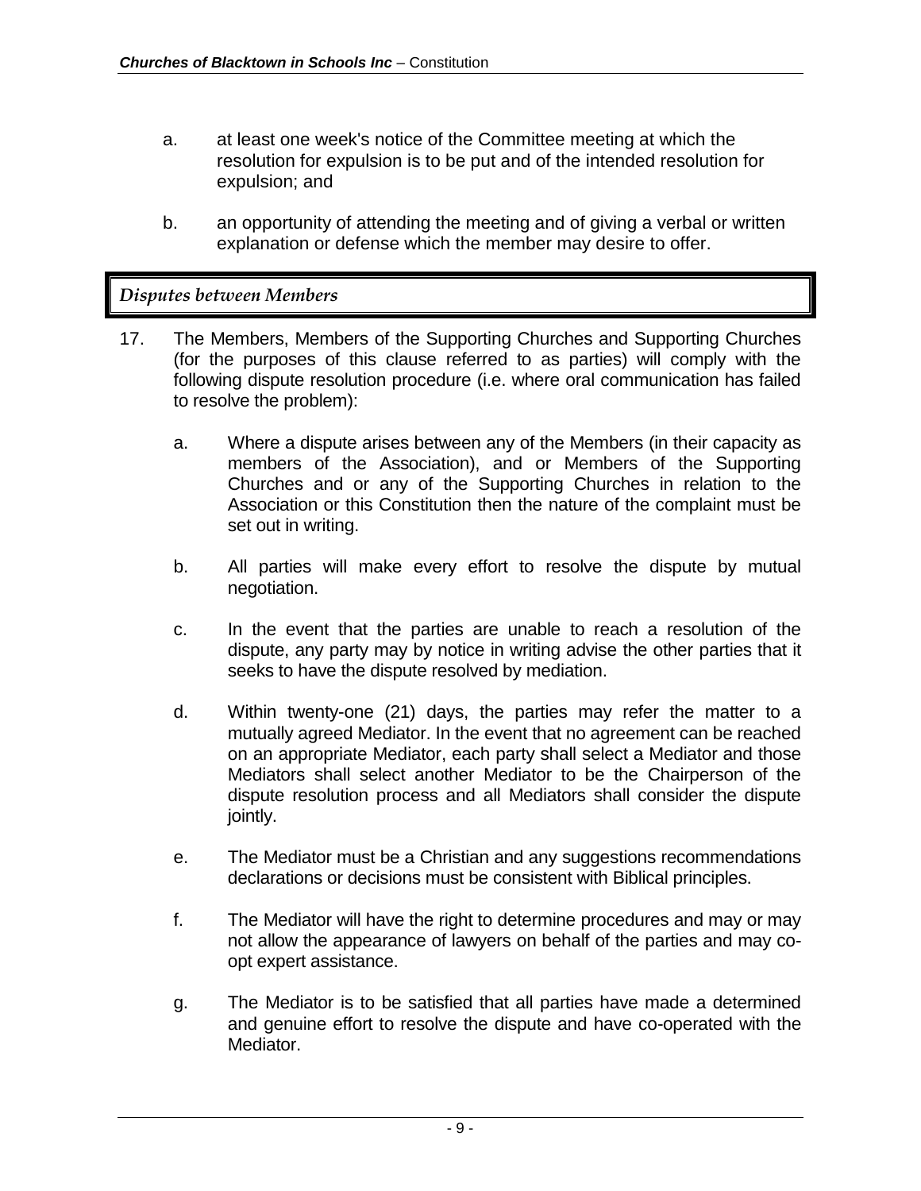a. at least one week's notice of the Committee meeting at which the resolution for expulsion is to be put and of the intended resolution for expulsion; and

b. an opportunity of attending the meeting and of giving a verbal or written explanation or defense which the member may desire to offer.

## *Disputes between Members*

17. The Members, Members of the Supporting Churches and Supporting Churches (for the purposes of this clause referred to as parties) will comply with the following dispute resolution procedure (i.e. where oral communication has failed to resolve the problem):

    a. Where a dispute arises between any of the Members (in their capacity as members of the Association), and or Members of the Supporting Churches and or any of the Supporting Churches in relation to the Association or this Constitution then the nature of the complaint must be set out in writing.

    b. All parties will make every effort to resolve the dispute by mutual negotiation.

    c. In the event that the parties are unable to reach a resolution of the dispute, any party may by notice in writing advise the other parties that it seeks to have the dispute resolved by mediation.

    d. Within twenty-one (21) days, the parties may refer the matter to a mutually agreed Mediator. In the event that no agreement can be reached on an appropriate Mediator, each party shall select a Mediator and those Mediators shall select another Mediator to be the Chairperson of the dispute resolution process and all Mediators shall consider the dispute jointly.

    e. The Mediator must be a Christian and any suggestions recommendations declarations or decisions must be consistent with Biblical principles.

    f. The Mediator will have the right to determine procedures and may or may not allow the appearance of lawyers on behalf of the parties and may co-opt expert assistance.

    g. The Mediator is to be satisfied that all parties have made a determined and genuine effort to resolve the dispute and have co-operated with the Mediator.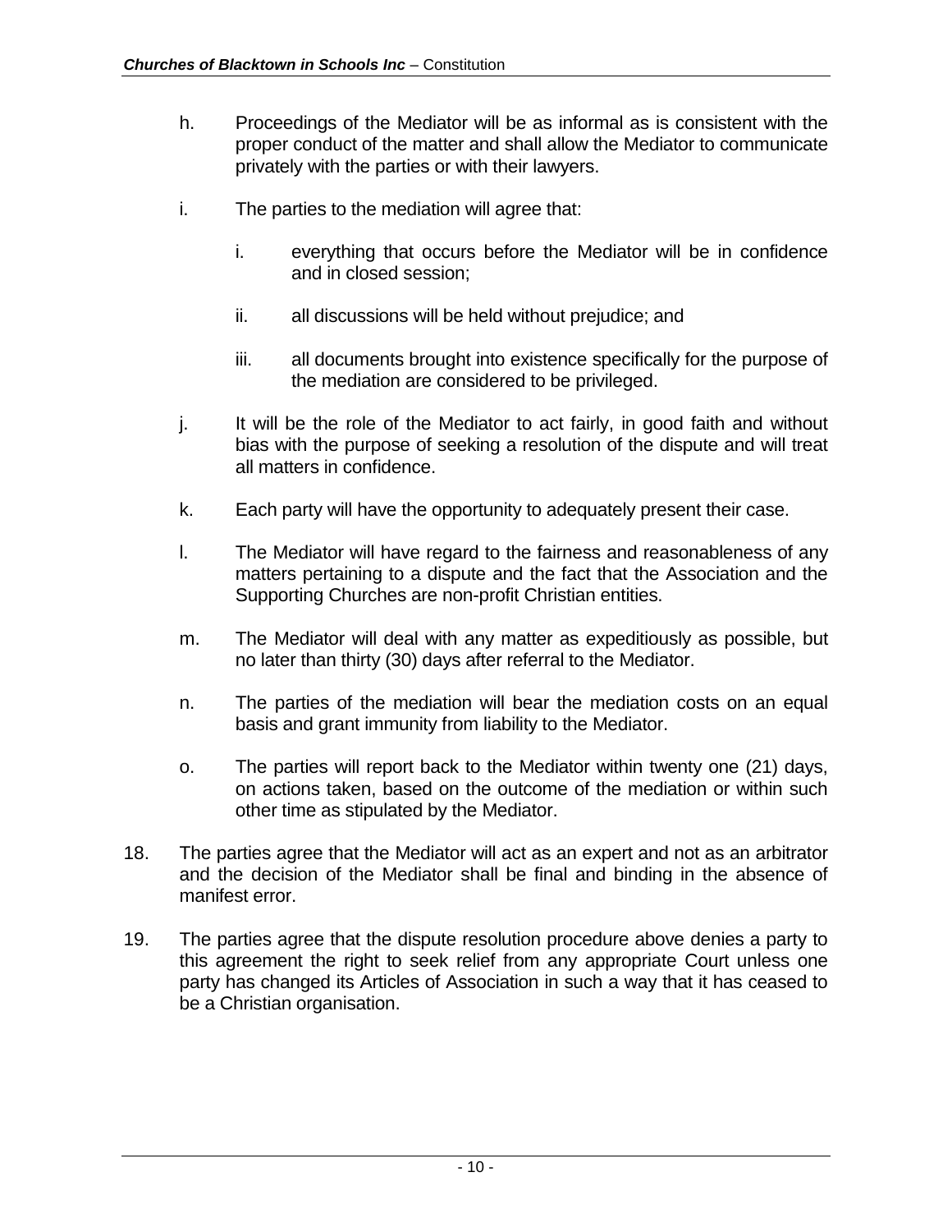h. Proceedings of the Mediator will be as informal as is consistent with the proper conduct of the matter and shall allow the Mediator to communicate privately with the parties or with their lawyers.

i. The parties to the mediation will agree that:

   i. everything that occurs before the Mediator will be in confidence and in closed session;

   ii. all discussions will be held without prejudice; and

   iii. all documents brought into existence specifically for the purpose of the mediation are considered to be privileged.

j. It will be the role of the Mediator to act fairly, in good faith and without bias with the purpose of seeking a resolution of the dispute and will treat all matters in confidence.

k. Each party will have the opportunity to adequately present their case.

l. The Mediator will have regard to the fairness and reasonableness of any matters pertaining to a dispute and the fact that the Association and the Supporting Churches are non-profit Christian entities.

m. The Mediator will deal with any matter as expeditiously as possible, but no later than thirty (30) days after referral to the Mediator.

n. The parties of the mediation will bear the mediation costs on an equal basis and grant immunity from liability to the Mediator.

o. The parties will report back to the Mediator within twenty one (21) days, on actions taken, based on the outcome of the mediation or within such other time as stipulated by the Mediator.

18. The parties agree that the Mediator will act as an expert and not as an arbitrator and the decision of the Mediator shall be final and binding in the absence of manifest error.

19. The parties agree that the dispute resolution procedure above denies a party to this agreement the right to seek relief from any appropriate Court unless one party has changed its Articles of Association in such a way that it has ceased to be a Christian organisation.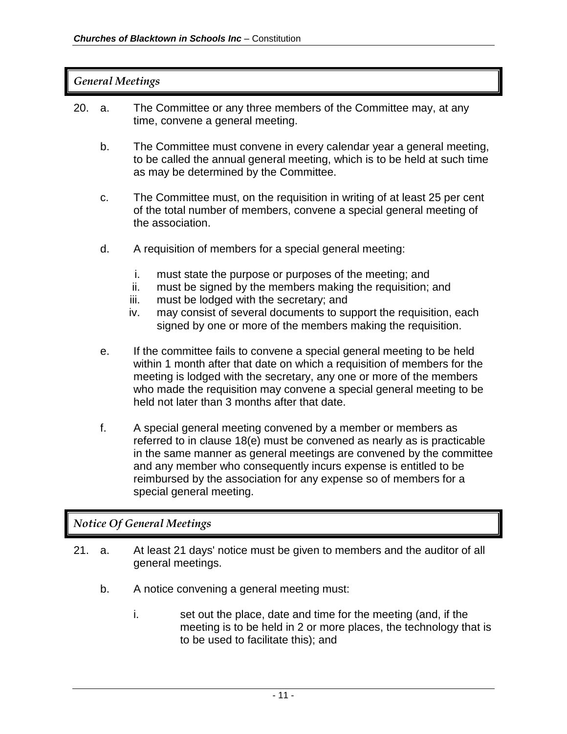## *General Meetings*

20. a. The Committee or any three members of the Committee may, at any time, convene a general meeting.

    b. The Committee must convene in every calendar year a general meeting, to be called the annual general meeting, which is to be held at such time as may be determined by the Committee.

    c. The Committee must, on the requisition in writing of at least 25 per cent of the total number of members, convene a special general meeting of the association.

    d. A requisition of members for a special general meeting:

        i. must state the purpose or purposes of the meeting; and
        ii. must be signed by the members making the requisition; and
        iii. must be lodged with the secretary; and
        iv. may consist of several documents to support the requisition, each signed by one or more of the members making the requisition.

    e. If the committee fails to convene a special general meeting to be held within 1 month after that date on which a requisition of members for the meeting is lodged with the secretary, any one or more of the members who made the requisition may convene a special general meeting to be held not later than 3 months after that date.

    f. A special general meeting convened by a member or members as referred to in clause 18(e) must be convened as nearly as is practicable in the same manner as general meetings are convened by the committee and any member who consequently incurs expense is entitled to be reimbursed by the association for any expense so of members for a special general meeting.

## *Notice Of General Meetings*

21. a. At least 21 days' notice must be given to members and the auditor of all general meetings.

    b. A notice convening a general meeting must:

        i. set out the place, date and time for the meeting (and, if the meeting is to be held in 2 or more places, the technology that is to be used to facilitate this); and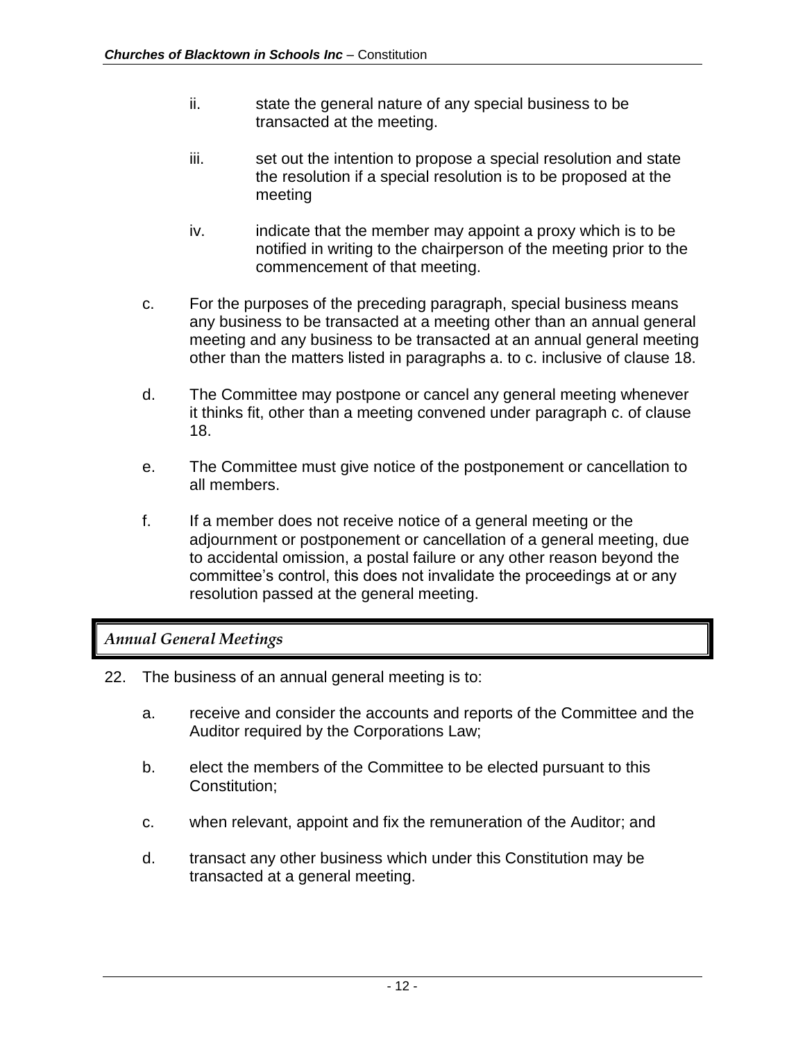ii. state the general nature of any special business to be transacted at the meeting.

iii. set out the intention to propose a special resolution and state the resolution if a special resolution is to be proposed at the meeting

iv. indicate that the member may appoint a proxy which is to be notified in writing to the chairperson of the meeting prior to the commencement of that meeting.

c. For the purposes of the preceding paragraph, special business means any business to be transacted at a meeting other than an annual general meeting and any business to be transacted at an annual general meeting other than the matters listed in paragraphs a. to c. inclusive of clause 18.

d. The Committee may postpone or cancel any general meeting whenever it thinks fit, other than a meeting convened under paragraph c. of clause 18.

e. The Committee must give notice of the postponement or cancellation to all members.

f. If a member does not receive notice of a general meeting or the adjournment or postponement or cancellation of a general meeting, due to accidental omission, a postal failure or any other reason beyond the committee's control, this does not invalidate the proceedings at or any resolution passed at the general meeting.

## *Annual General Meetings*

22. The business of an annual general meeting is to:

a. receive and consider the accounts and reports of the Committee and the Auditor required by the Corporations Law;

b. elect the members of the Committee to be elected pursuant to this Constitution;

c. when relevant, appoint and fix the remuneration of the Auditor; and

d. transact any other business which under this Constitution may be transacted at a general meeting.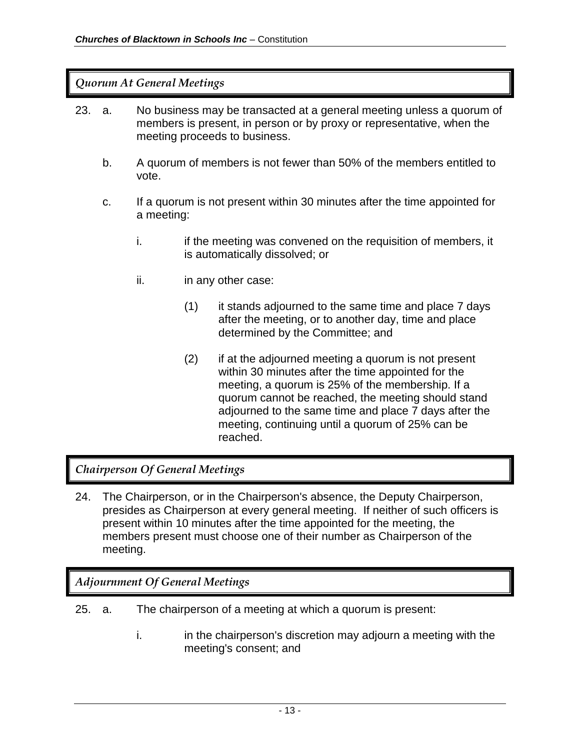## *Quorum At General Meetings*

23. a. No business may be transacted at a general meeting unless a quorum of members is present, in person or by proxy or representative, when the meeting proceeds to business.

    b. A quorum of members is not fewer than 50% of the members entitled to vote.

    c. If a quorum is not present within 30 minutes after the time appointed for a meeting:

        i. if the meeting was convened on the requisition of members, it is automatically dissolved; or

        ii. in any other case:

            (1) it stands adjourned to the same time and place 7 days after the meeting, or to another day, time and place determined by the Committee; and

            (2) if at the adjourned meeting a quorum is not present within 30 minutes after the time appointed for the meeting, a quorum is 25% of the membership. If a quorum cannot be reached, the meeting should stand adjourned to the same time and place 7 days after the meeting, continuing until a quorum of 25% can be reached.

## *Chairperson Of General Meetings*

24. The Chairperson, or in the Chairperson's absence, the Deputy Chairperson, presides as Chairperson at every general meeting. If neither of such officers is present within 10 minutes after the time appointed for the meeting, the members present must choose one of their number as Chairperson of the meeting.

## *Adjournment Of General Meetings*

25. a. The chairperson of a meeting at which a quorum is present:

        i. in the chairperson's discretion may adjourn a meeting with the meeting's consent; and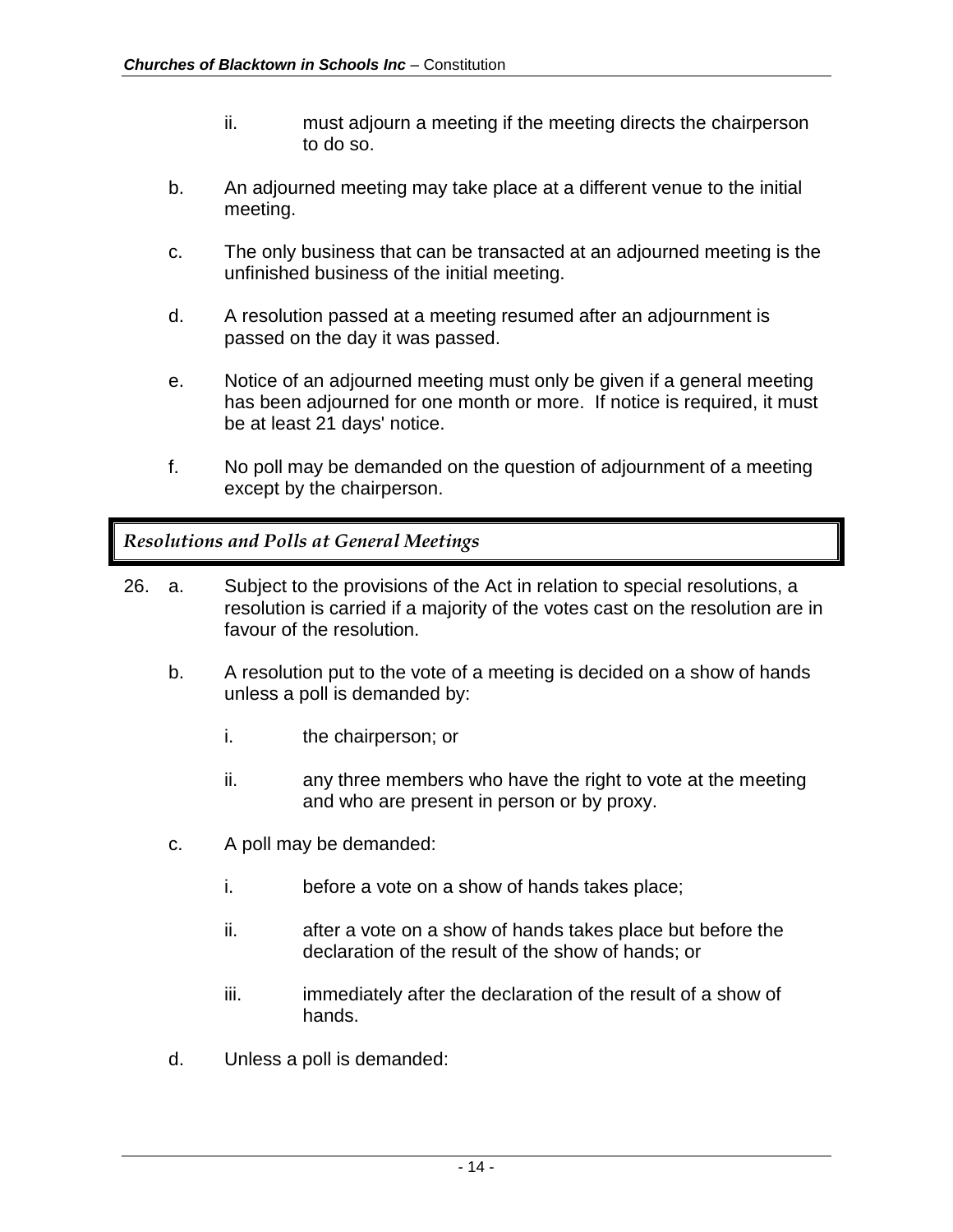ii. must adjourn a meeting if the meeting directs the chairperson to do so.

b. An adjourned meeting may take place at a different venue to the initial meeting.

c. The only business that can be transacted at an adjourned meeting is the unfinished business of the initial meeting.

d. A resolution passed at a meeting resumed after an adjournment is passed on the day it was passed.

e. Notice of an adjourned meeting must only be given if a general meeting has been adjourned for one month or more. If notice is required, it must be at least 21 days' notice.

f. No poll may be demanded on the question of adjournment of a meeting except by the chairperson.

## *Resolutions and Polls at General Meetings*

26. a. Subject to the provisions of the Act in relation to special resolutions, a resolution is carried if a majority of the votes cast on the resolution are in favour of the resolution.

b. A resolution put to the vote of a meeting is decided on a show of hands unless a poll is demanded by:

i. the chairperson; or

ii. any three members who have the right to vote at the meeting and who are present in person or by proxy.

c. A poll may be demanded:

i. before a vote on a show of hands takes place;

ii. after a vote on a show of hands takes place but before the declaration of the result of the show of hands; or

iii. immediately after the declaration of the result of a show of hands.

d. Unless a poll is demanded: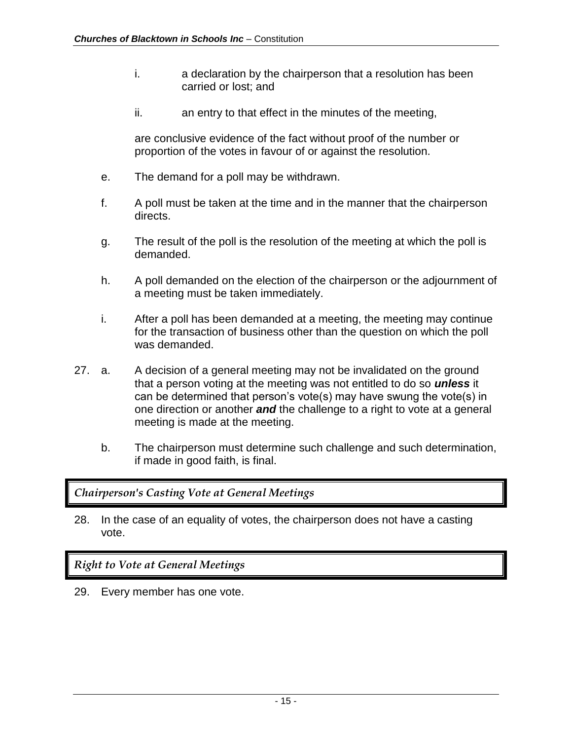i. a declaration by the chairperson that a resolution has been carried or lost; and

ii. an entry to that effect in the minutes of the meeting,

are conclusive evidence of the fact without proof of the number or proportion of the votes in favour of or against the resolution.

e. The demand for a poll may be withdrawn.

f. A poll must be taken at the time and in the manner that the chairperson directs.

g. The result of the poll is the resolution of the meeting at which the poll is demanded.

h. A poll demanded on the election of the chairperson or the adjournment of a meeting must be taken immediately.

i. After a poll has been demanded at a meeting, the meeting may continue for the transaction of business other than the question on which the poll was demanded.

27. a. A decision of a general meeting may not be invalidated on the ground that a person voting at the meeting was not entitled to do so ***unless*** it can be determined that person's vote(s) may have swung the vote(s) in one direction or another ***and*** the challenge to a right to vote at a general meeting is made at the meeting.

b. The chairperson must determine such challenge and such determination, if made in good faith, is final.

## *Chairperson's Casting Vote at General Meetings*

28. In the case of an equality of votes, the chairperson does not have a casting vote.

## *Right to Vote at General Meetings*

29. Every member has one vote.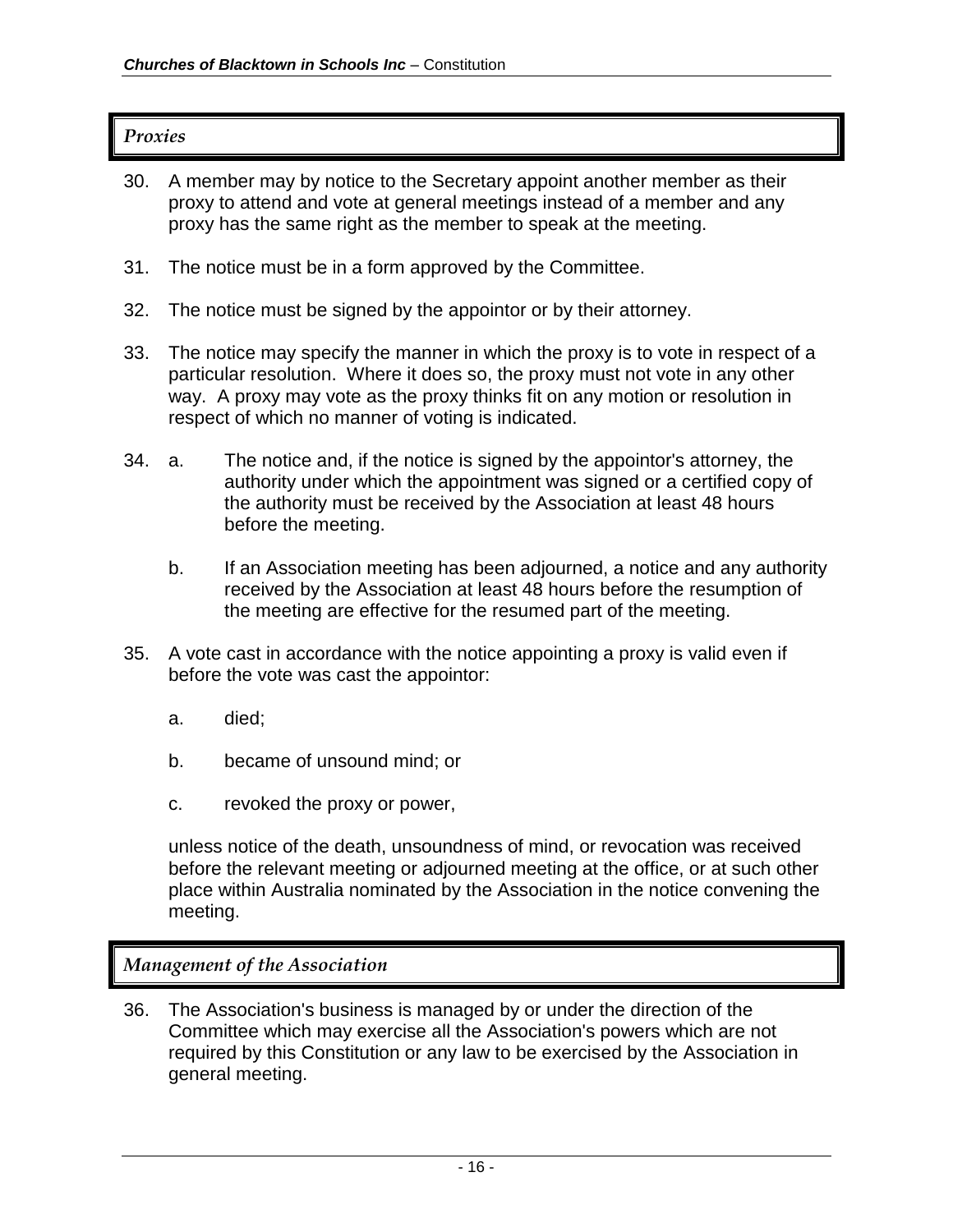## *Proxies*

30. A member may by notice to the Secretary appoint another member as their proxy to attend and vote at general meetings instead of a member and any proxy has the same right as the member to speak at the meeting.

31. The notice must be in a form approved by the Committee.

32. The notice must be signed by the appointor or by their attorney.

33. The notice may specify the manner in which the proxy is to vote in respect of a particular resolution. Where it does so, the proxy must not vote in any other way. A proxy may vote as the proxy thinks fit on any motion or resolution in respect of which no manner of voting is indicated.

34. a. The notice and, if the notice is signed by the appointor's attorney, the authority under which the appointment was signed or a certified copy of the authority must be received by the Association at least 48 hours before the meeting.

    b. If an Association meeting has been adjourned, a notice and any authority received by the Association at least 48 hours before the resumption of the meeting are effective for the resumed part of the meeting.

35. A vote cast in accordance with the notice appointing a proxy is valid even if before the vote was cast the appointor:

    a. died;

    b. became of unsound mind; or

    c. revoked the proxy or power,

    unless notice of the death, unsoundness of mind, or revocation was received before the relevant meeting or adjourned meeting at the office, or at such other place within Australia nominated by the Association in the notice convening the meeting.

## *Management of the Association*

36. The Association's business is managed by or under the direction of the Committee which may exercise all the Association's powers which are not required by this Constitution or any law to be exercised by the Association in general meeting.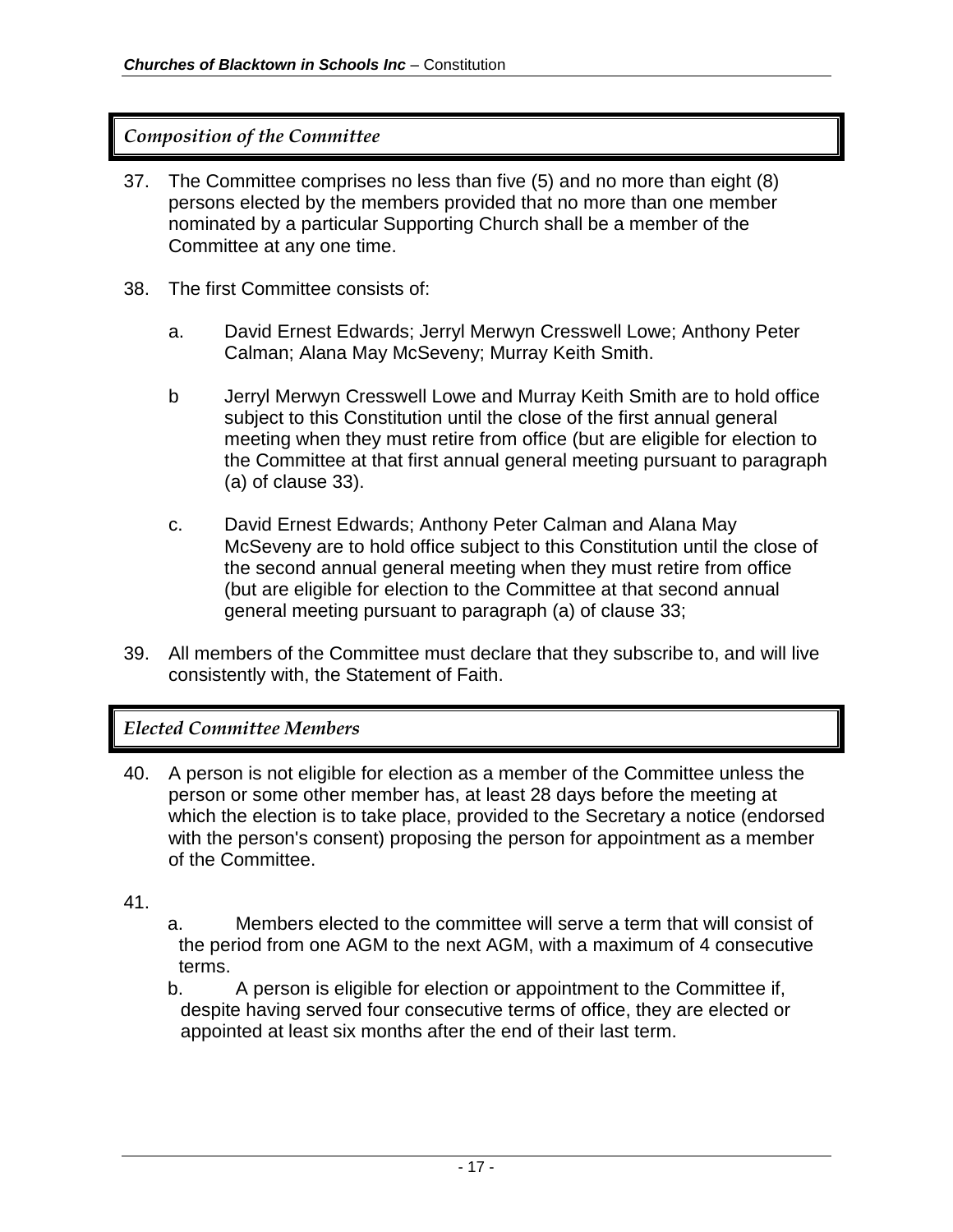## *Composition of the Committee*

37. The Committee comprises no less than five (5) and no more than eight (8) persons elected by the members provided that no more than one member nominated by a particular Supporting Church shall be a member of the Committee at any one time.

38. The first Committee consists of:

    a. David Ernest Edwards; Jerryl Merwyn Cresswell Lowe; Anthony Peter Calman; Alana May McSeveny; Murray Keith Smith.

    b Jerryl Merwyn Cresswell Lowe and Murray Keith Smith are to hold office subject to this Constitution until the close of the first annual general meeting when they must retire from office (but are eligible for election to the Committee at that first annual general meeting pursuant to paragraph (a) of clause 33).

    c. David Ernest Edwards; Anthony Peter Calman and Alana May McSeveny are to hold office subject to this Constitution until the close of the second annual general meeting when they must retire from office (but are eligible for election to the Committee at that second annual general meeting pursuant to paragraph (a) of clause 33;

39. All members of the Committee must declare that they subscribe to, and will live consistently with, the Statement of Faith.

## *Elected Committee Members*

40. A person is not eligible for election as a member of the Committee unless the person or some other member has, at least 28 days before the meeting at which the election is to take place, provided to the Secretary a notice (endorsed with the person's consent) proposing the person for appointment as a member of the Committee.

41.

    a. Members elected to the committee will serve a term that will consist of the period from one AGM to the next AGM, with a maximum of 4 consecutive terms.

    b. A person is eligible for election or appointment to the Committee if, despite having served four consecutive terms of office, they are elected or appointed at least six months after the end of their last term.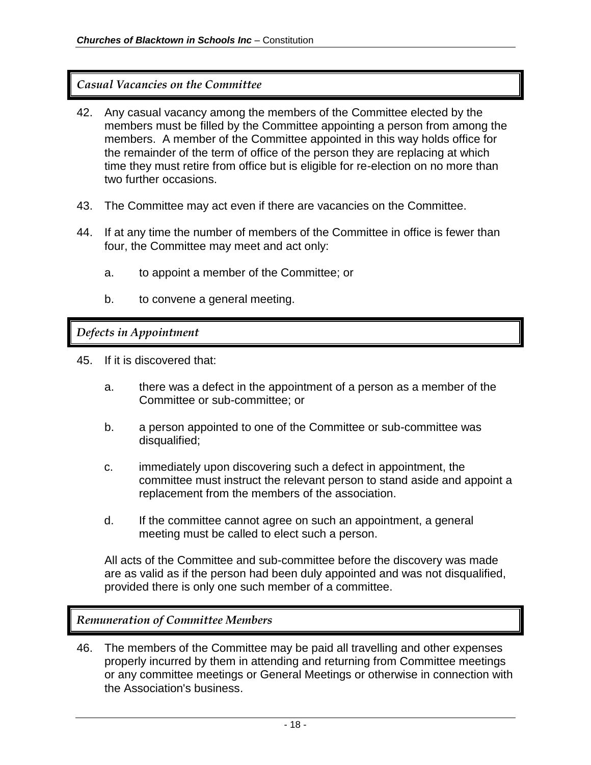### *Casual Vacancies on the Committee*

42. Any casual vacancy among the members of the Committee elected by the members must be filled by the Committee appointing a person from among the members. A member of the Committee appointed in this way holds office for the remainder of the term of office of the person they are replacing at which time they must retire from office but is eligible for re-election on no more than two further occasions.

43. The Committee may act even if there are vacancies on the Committee.

44. If at any time the number of members of the Committee in office is fewer than four, the Committee may meet and act only:

    a. to appoint a member of the Committee; or

    b. to convene a general meeting.

### *Defects in Appointment*

45. If it is discovered that:

    a. there was a defect in the appointment of a person as a member of the Committee or sub-committee; or

    b. a person appointed to one of the Committee or sub-committee was disqualified;

    c. immediately upon discovering such a defect in appointment, the committee must instruct the relevant person to stand aside and appoint a replacement from the members of the association.

    d. If the committee cannot agree on such an appointment, a general meeting must be called to elect such a person.

    All acts of the Committee and sub-committee before the discovery was made are as valid as if the person had been duly appointed and was not disqualified, provided there is only one such member of a committee.

### *Remuneration of Committee Members*

46. The members of the Committee may be paid all travelling and other expenses properly incurred by them in attending and returning from Committee meetings or any committee meetings or General Meetings or otherwise in connection with the Association's business.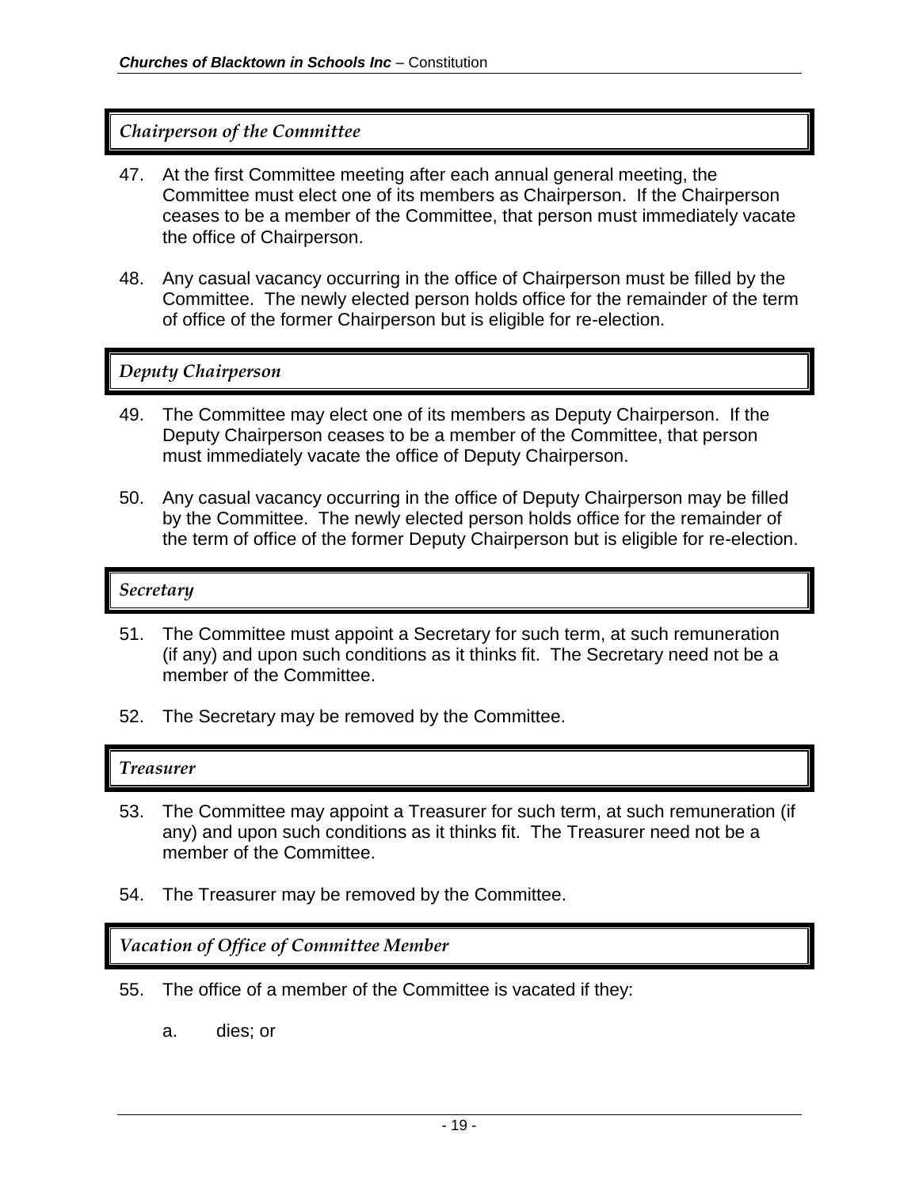### *Chairperson of the Committee*

47. At the first Committee meeting after each annual general meeting, the Committee must elect one of its members as Chairperson. If the Chairperson ceases to be a member of the Committee, that person must immediately vacate the office of Chairperson.

48. Any casual vacancy occurring in the office of Chairperson must be filled by the Committee. The newly elected person holds office for the remainder of the term of office of the former Chairperson but is eligible for re-election.

### *Deputy Chairperson*

49. The Committee may elect one of its members as Deputy Chairperson. If the Deputy Chairperson ceases to be a member of the Committee, that person must immediately vacate the office of Deputy Chairperson.

50. Any casual vacancy occurring in the office of Deputy Chairperson may be filled by the Committee. The newly elected person holds office for the remainder of the term of office of the former Deputy Chairperson but is eligible for re-election.

### *Secretary*

51. The Committee must appoint a Secretary for such term, at such remuneration (if any) and upon such conditions as it thinks fit. The Secretary need not be a member of the Committee.

52. The Secretary may be removed by the Committee.

### *Treasurer*

53. The Committee may appoint a Treasurer for such term, at such remuneration (if any) and upon such conditions as it thinks fit. The Treasurer need not be a member of the Committee.

54. The Treasurer may be removed by the Committee.

### *Vacation of Office of Committee Member*

55. The office of a member of the Committee is vacated if they:

    a. dies; or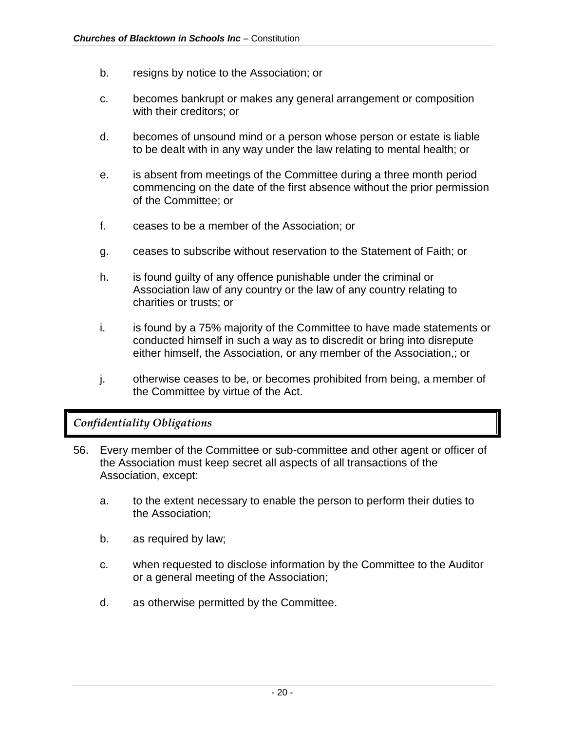b. resigns by notice to the Association; or

c. becomes bankrupt or makes any general arrangement or composition with their creditors; or

d. becomes of unsound mind or a person whose person or estate is liable to be dealt with in any way under the law relating to mental health; or

e. is absent from meetings of the Committee during a three month period commencing on the date of the first absence without the prior permission of the Committee; or

f. ceases to be a member of the Association; or

g. ceases to subscribe without reservation to the Statement of Faith; or

h. is found guilty of any offence punishable under the criminal or Association law of any country or the law of any country relating to charities or trusts; or

i. is found by a 75% majority of the Committee to have made statements or conducted himself in such a way as to discredit or bring into disrepute either himself, the Association, or any member of the Association,; or

j. otherwise ceases to be, or becomes prohibited from being, a member of the Committee by virtue of the Act.

## *Confidentiality Obligations*

56. Every member of the Committee or sub-committee and other agent or officer of the Association must keep secret all aspects of all transactions of the Association, except:

    a. to the extent necessary to enable the person to perform their duties to the Association;

    b. as required by law;

    c. when requested to disclose information by the Committee to the Auditor or a general meeting of the Association;

    d. as otherwise permitted by the Committee.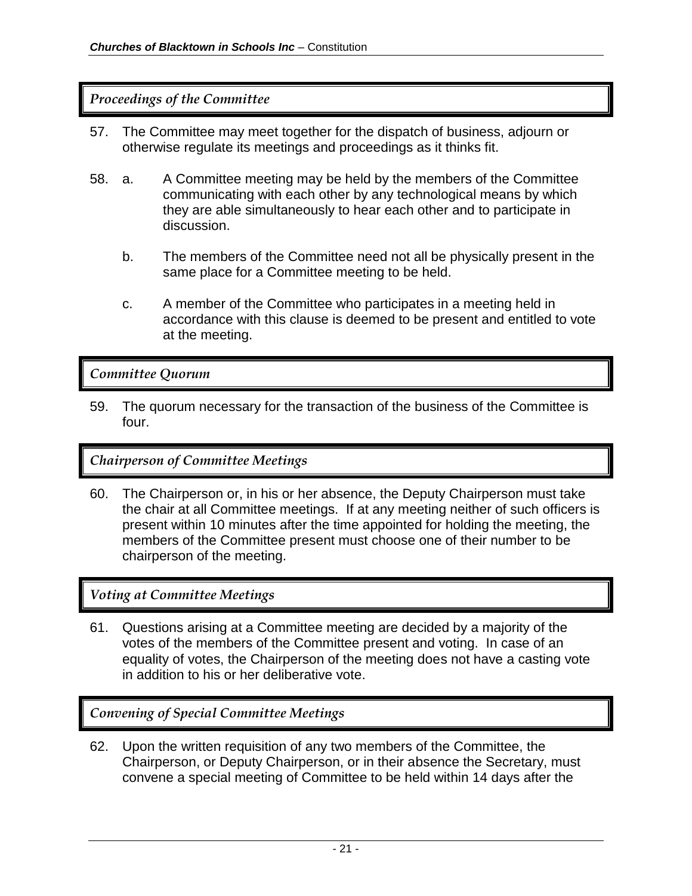### *Proceedings of the Committee*

57. The Committee may meet together for the dispatch of business, adjourn or otherwise regulate its meetings and proceedings as it thinks fit.

58. a. A Committee meeting may be held by the members of the Committee communicating with each other by any technological means by which they are able simultaneously to hear each other and to participate in discussion.

    b. The members of the Committee need not all be physically present in the same place for a Committee meeting to be held.

    c. A member of the Committee who participates in a meeting held in accordance with this clause is deemed to be present and entitled to vote at the meeting.

### *Committee Quorum*

59. The quorum necessary for the transaction of the business of the Committee is four.

### *Chairperson of Committee Meetings*

60. The Chairperson or, in his or her absence, the Deputy Chairperson must take the chair at all Committee meetings. If at any meeting neither of such officers is present within 10 minutes after the time appointed for holding the meeting, the members of the Committee present must choose one of their number to be chairperson of the meeting.

### *Voting at Committee Meetings*

61. Questions arising at a Committee meeting are decided by a majority of the votes of the members of the Committee present and voting. In case of an equality of votes, the Chairperson of the meeting does not have a casting vote in addition to his or her deliberative vote.

### *Convening of Special Committee Meetings*

62. Upon the written requisition of any two members of the Committee, the Chairperson, or Deputy Chairperson, or in their absence the Secretary, must convene a special meeting of Committee to be held within 14 days after the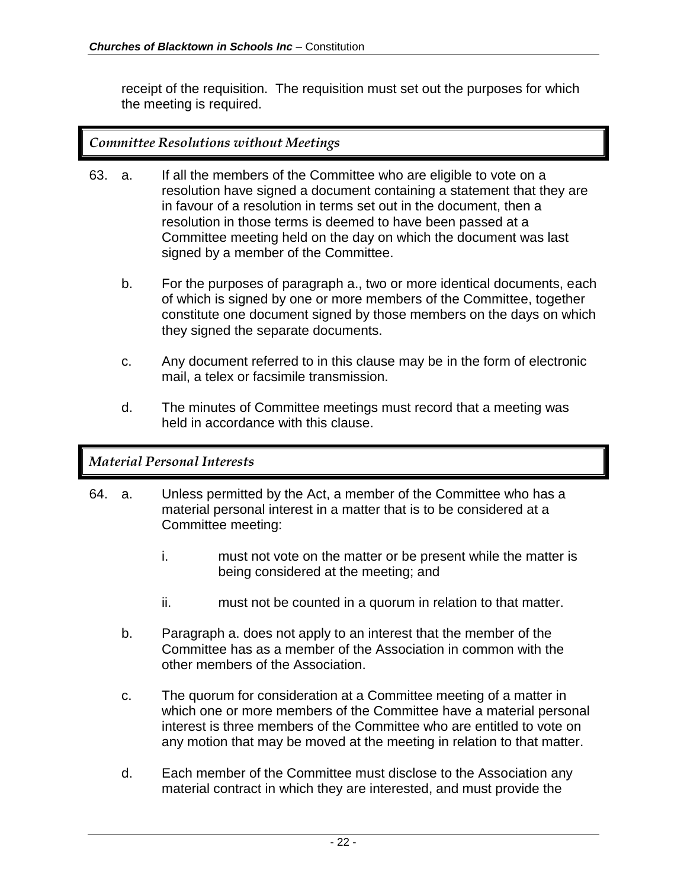receipt of the requisition. The requisition must set out the purposes for which the meeting is required.

### *Committee Resolutions without Meetings*

63. a. If all the members of the Committee who are eligible to vote on a resolution have signed a document containing a statement that they are in favour of a resolution in terms set out in the document, then a resolution in those terms is deemed to have been passed at a Committee meeting held on the day on which the document was last signed by a member of the Committee.

    b. For the purposes of paragraph a., two or more identical documents, each of which is signed by one or more members of the Committee, together constitute one document signed by those members on the days on which they signed the separate documents.

    c. Any document referred to in this clause may be in the form of electronic mail, a telex or facsimile transmission.

    d. The minutes of Committee meetings must record that a meeting was held in accordance with this clause.

### *Material Personal Interests*

64. a. Unless permitted by the Act, a member of the Committee who has a material personal interest in a matter that is to be considered at a Committee meeting:

    i. must not vote on the matter or be present while the matter is being considered at the meeting; and

    ii. must not be counted in a quorum in relation to that matter.

    b. Paragraph a. does not apply to an interest that the member of the Committee has as a member of the Association in common with the other members of the Association.

    c. The quorum for consideration at a Committee meeting of a matter in which one or more members of the Committee have a material personal interest is three members of the Committee who are entitled to vote on any motion that may be moved at the meeting in relation to that matter.

    d. Each member of the Committee must disclose to the Association any material contract in which they are interested, and must provide the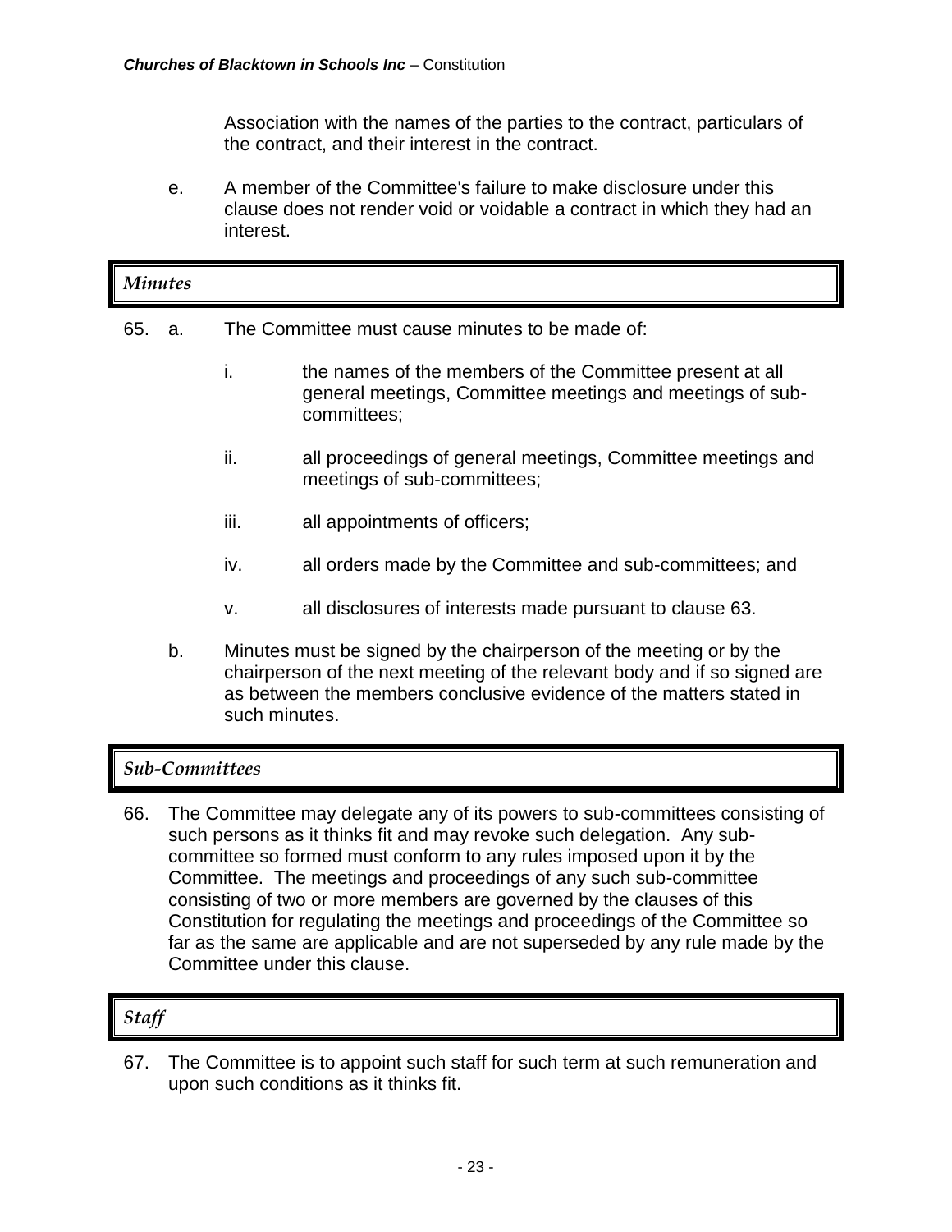Association with the names of the parties to the contract, particulars of the contract, and their interest in the contract.

e. A member of the Committee's failure to make disclosure under this clause does not render void or voidable a contract in which they had an interest.

### *Minutes*

65. a. The Committee must cause minutes to be made of:

    i. the names of the members of the Committee present at all general meetings, Committee meetings and meetings of sub-committees;

    ii. all proceedings of general meetings, Committee meetings and meetings of sub-committees;

    iii. all appointments of officers;

    iv. all orders made by the Committee and sub-committees; and

    v. all disclosures of interests made pursuant to clause 63.

    b. Minutes must be signed by the chairperson of the meeting or by the chairperson of the next meeting of the relevant body and if so signed are as between the members conclusive evidence of the matters stated in such minutes.

### *Sub-Committees*

66. The Committee may delegate any of its powers to sub-committees consisting of such persons as it thinks fit and may revoke such delegation. Any sub-committee so formed must conform to any rules imposed upon it by the Committee. The meetings and proceedings of any such sub-committee consisting of two or more members are governed by the clauses of this Constitution for regulating the meetings and proceedings of the Committee so far as the same are applicable and are not superseded by any rule made by the Committee under this clause.

### *Staff*

67. The Committee is to appoint such staff for such term at such remuneration and upon such conditions as it thinks fit.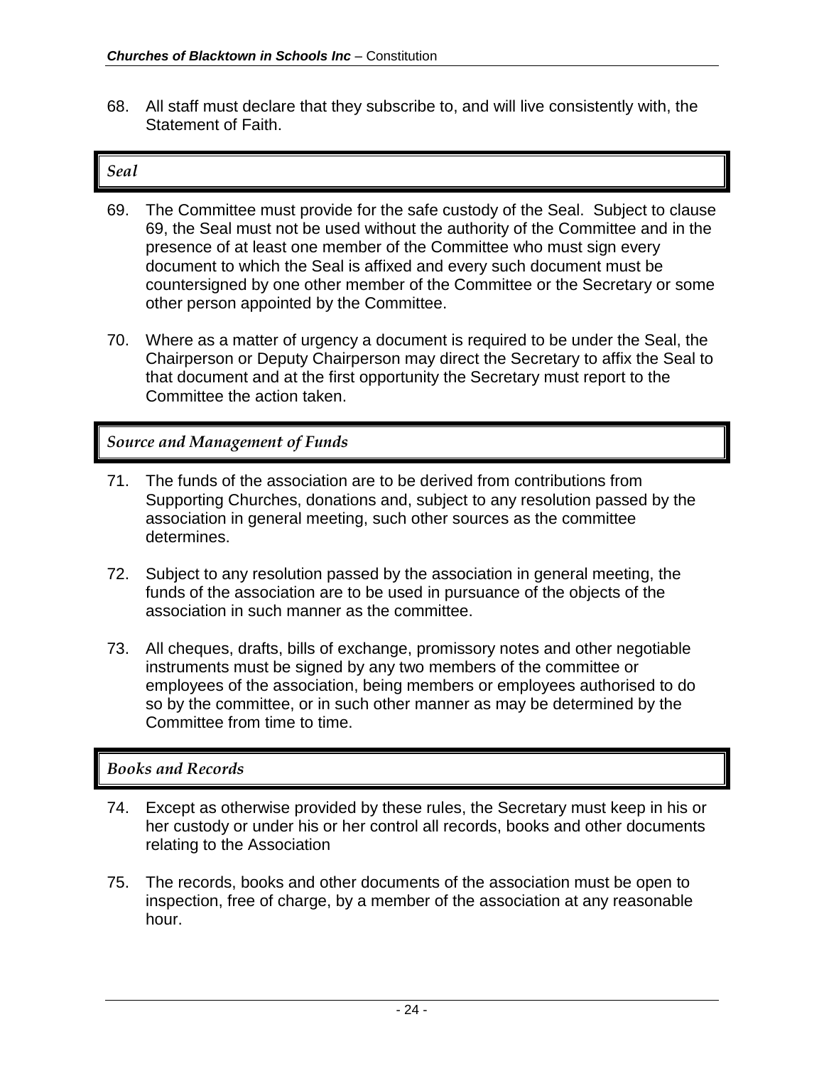68. All staff must declare that they subscribe to, and will live consistently with, the Statement of Faith.

### *Seal*

69. The Committee must provide for the safe custody of the Seal. Subject to clause 69, the Seal must not be used without the authority of the Committee and in the presence of at least one member of the Committee who must sign every document to which the Seal is affixed and every such document must be countersigned by one other member of the Committee or the Secretary or some other person appointed by the Committee.

70. Where as a matter of urgency a document is required to be under the Seal, the Chairperson or Deputy Chairperson may direct the Secretary to affix the Seal to that document and at the first opportunity the Secretary must report to the Committee the action taken.

### *Source and Management of Funds*

71. The funds of the association are to be derived from contributions from Supporting Churches, donations and, subject to any resolution passed by the association in general meeting, such other sources as the committee determines.

72. Subject to any resolution passed by the association in general meeting, the funds of the association are to be used in pursuance of the objects of the association in such manner as the committee.

73. All cheques, drafts, bills of exchange, promissory notes and other negotiable instruments must be signed by any two members of the committee or employees of the association, being members or employees authorised to do so by the committee, or in such other manner as may be determined by the Committee from time to time.

### *Books and Records*

74. Except as otherwise provided by these rules, the Secretary must keep in his or her custody or under his or her control all records, books and other documents relating to the Association

75. The records, books and other documents of the association must be open to inspection, free of charge, by a member of the association at any reasonable hour.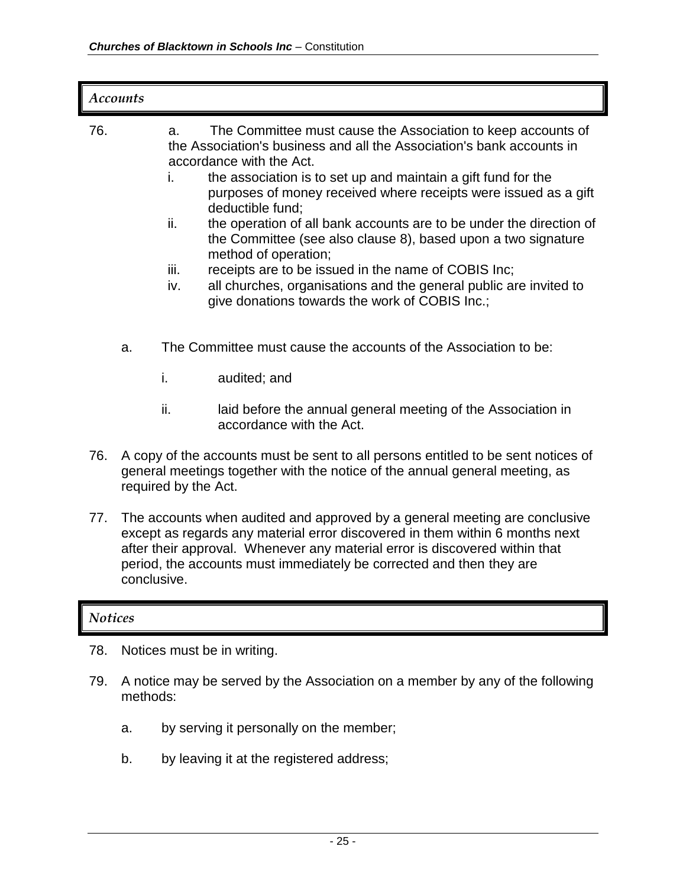## *Accounts*

76. a. The Committee must cause the Association to keep accounts of the Association's business and all the Association's bank accounts in accordance with the Act.
    - i. the association is to set up and maintain a gift fund for the purposes of money received where receipts were issued as a gift deductible fund;
    - ii. the operation of all bank accounts are to be under the direction of the Committee (see also clause 8), based upon a two signature method of operation;
    - iii. receipts are to be issued in the name of COBIS Inc;
    - iv. all churches, organisations and the general public are invited to give donations towards the work of COBIS Inc.;

    a. The Committee must cause the accounts of the Association to be:

    - i. audited; and
    - ii. laid before the annual general meeting of the Association in accordance with the Act.

76. A copy of the accounts must be sent to all persons entitled to be sent notices of general meetings together with the notice of the annual general meeting, as required by the Act.

77. The accounts when audited and approved by a general meeting are conclusive except as regards any material error discovered in them within 6 months next after their approval. Whenever any material error is discovered within that period, the accounts must immediately be corrected and then they are conclusive.

## *Notices*

78. Notices must be in writing.

79. A notice may be served by the Association on a member by any of the following methods:

    a. by serving it personally on the member;

    b. by leaving it at the registered address;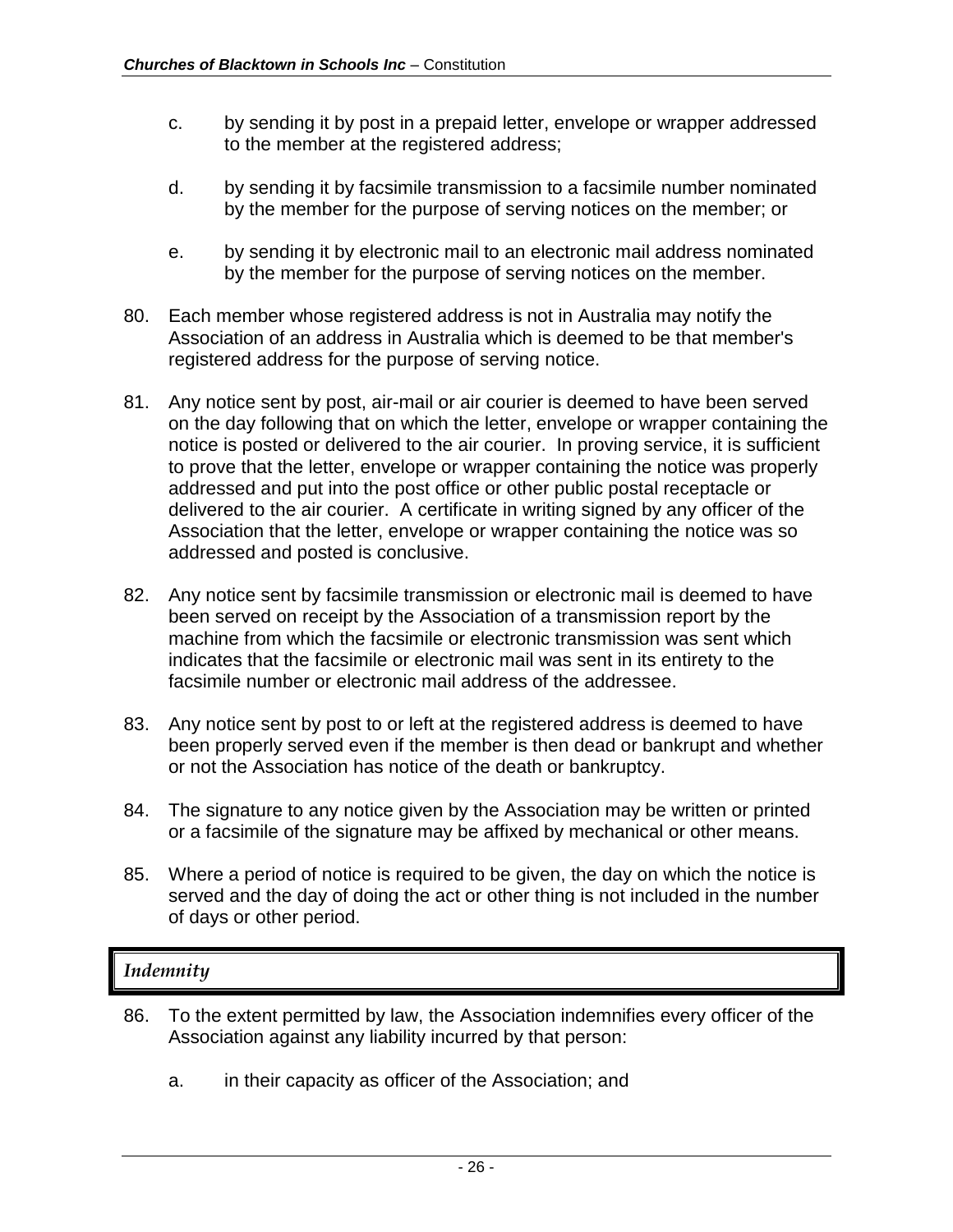c. by sending it by post in a prepaid letter, envelope or wrapper addressed to the member at the registered address;

d. by sending it by facsimile transmission to a facsimile number nominated by the member for the purpose of serving notices on the member; or

e. by sending it by electronic mail to an electronic mail address nominated by the member for the purpose of serving notices on the member.

80. Each member whose registered address is not in Australia may notify the Association of an address in Australia which is deemed to be that member's registered address for the purpose of serving notice.

81. Any notice sent by post, air-mail or air courier is deemed to have been served on the day following that on which the letter, envelope or wrapper containing the notice is posted or delivered to the air courier. In proving service, it is sufficient to prove that the letter, envelope or wrapper containing the notice was properly addressed and put into the post office or other public postal receptacle or delivered to the air courier. A certificate in writing signed by any officer of the Association that the letter, envelope or wrapper containing the notice was so addressed and posted is conclusive.

82. Any notice sent by facsimile transmission or electronic mail is deemed to have been served on receipt by the Association of a transmission report by the machine from which the facsimile or electronic transmission was sent which indicates that the facsimile or electronic mail was sent in its entirety to the facsimile number or electronic mail address of the addressee.

83. Any notice sent by post to or left at the registered address is deemed to have been properly served even if the member is then dead or bankrupt and whether or not the Association has notice of the death or bankruptcy.

84. The signature to any notice given by the Association may be written or printed or a facsimile of the signature may be affixed by mechanical or other means.

85. Where a period of notice is required to be given, the day on which the notice is served and the day of doing the act or other thing is not included in the number of days or other period.

## *Indemnity*

86. To the extent permitted by law, the Association indemnifies every officer of the Association against any liability incurred by that person:

a. in their capacity as officer of the Association; and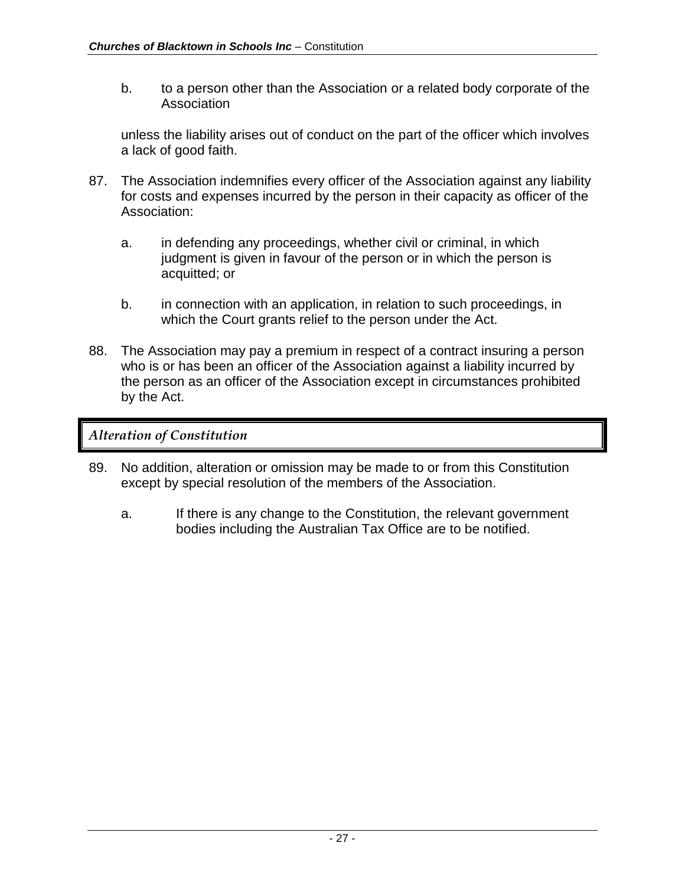b. to a person other than the Association or a related body corporate of the Association

unless the liability arises out of conduct on the part of the officer which involves a lack of good faith.

87. The Association indemnifies every officer of the Association against any liability for costs and expenses incurred by the person in their capacity as officer of the Association:

    a. in defending any proceedings, whether civil or criminal, in which judgment is given in favour of the person or in which the person is acquitted; or

    b. in connection with an application, in relation to such proceedings, in which the Court grants relief to the person under the Act.

88. The Association may pay a premium in respect of a contract insuring a person who is or has been an officer of the Association against a liability incurred by the person as an officer of the Association except in circumstances prohibited by the Act.

## *Alteration of Constitution*

89. No addition, alteration or omission may be made to or from this Constitution except by special resolution of the members of the Association.

    a. If there is any change to the Constitution, the relevant government bodies including the Australian Tax Office are to be notified.